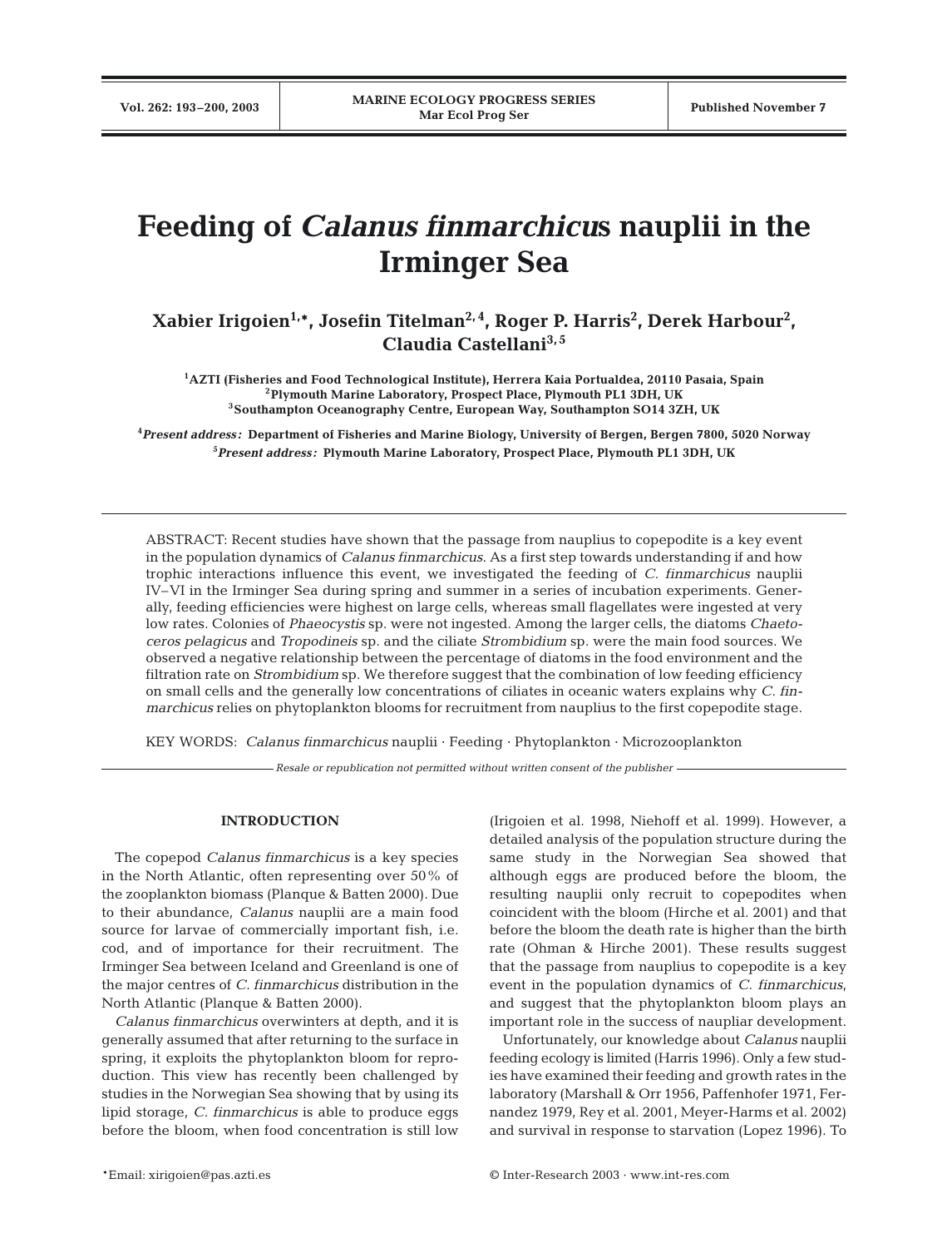# Feeding of *Calanus finmarchicus* nauplii in the Irminger Sea

**Xabier Irigoien[1,*], Josefin Titelman[2,4], Roger P. Harris[2], Derek Harbour[2], Claudia Castellani[3,5]**

[1]AZTI (Fisheries and Food Technological Institute), Herrera Kaia Portualdea, 20110 Pasaia, Spain
[2]Plymouth Marine Laboratory, Prospect Place, Plymouth PL1 3DH, UK
[3]Southampton Oceanography Centre, European Way, Southampton SO14 3ZH, UK

[4]*Present address:* Department of Fisheries and Marine Biology, University of Bergen, Bergen 7800, 5020 Norway
[5]*Present address:* Plymouth Marine Laboratory, Prospect Place, Plymouth PL1 3DH, UK

ABSTRACT: Recent studies have shown that the passage from nauplius to copepodite is a key event in the population dynamics of *Calanus finmarchicus*. As a first step towards understanding if and how trophic interactions influence this event, we investigated the feeding of *C. finmarchicus* nauplii IV–VI in the Irminger Sea during spring and summer in a series of incubation experiments. Generally, feeding efficiencies were highest on large cells, whereas small flagellates were ingested at very low rates. Colonies of *Phaeocystis* sp. were not ingested. Among the larger cells, the diatoms *Chaetoceros pelagicus* and *Tropodineis* sp. and the ciliate *Strombidium* sp. were the main food sources. We observed a negative relationship between the percentage of diatoms in the food environment and the filtration rate on *Strombidium* sp. We therefore suggest that the combination of low feeding efficiency on small cells and the generally low concentrations of ciliates in oceanic waters explains why *C. finmarchicus* relies on phytoplankton blooms for recruitment from nauplius to the first copepodite stage.

KEY WORDS: *Calanus finmarchicus* nauplii · Feeding · Phytoplankton · Microzooplankton

*Resale or republication not permitted without written consent of the publisher*

## INTRODUCTION

The copepod *Calanus finmarchicus* is a key species in the North Atlantic, often representing over 50% of the zooplankton biomass (Planque & Batten 2000). Due to their abundance, *Calanus* nauplii are a main food source for larvae of commercially important fish, i.e. cod, and of importance for their recruitment. The Irminger Sea between Iceland and Greenland is one of the major centres of *C. finmarchicus* distribution in the North Atlantic (Planque & Batten 2000).

*Calanus finmarchicus* overwinters at depth, and it is generally assumed that after returning to the surface in spring, it exploits the phytoplankton bloom for reproduction. This view has recently been challenged by studies in the Norwegian Sea showing that by using its lipid storage, *C. finmarchicus* is able to produce eggs before the bloom, when food concentration is still low (Irigoien et al. 1998, Niehoff et al. 1999). However, a detailed analysis of the population structure during the same study in the Norwegian Sea showed that although eggs are produced before the bloom, the resulting nauplii only recruit to copepodites when coincident with the bloom (Hirche et al. 2001) and that before the bloom the death rate is higher than the birth rate (Ohman & Hirche 2001). These results suggest that the passage from nauplius to copepodite is a key event in the population dynamics of *C. finmarchicus*, and suggest that the phytoplankton bloom plays an important role in the success of naupliar development.

Unfortunately, our knowledge about *Calanus* nauplii feeding ecology is limited (Harris 1996). Only a few studies have examined their feeding and growth rates in the laboratory (Marshall & Orr 1956, Paffenhofer 1971, Fernandez 1979, Rey et al. 2001, Meyer-Harms et al. 2002) and survival in response to starvation (Lopez 1996). To

*Email: xirigoien@pas.azti.es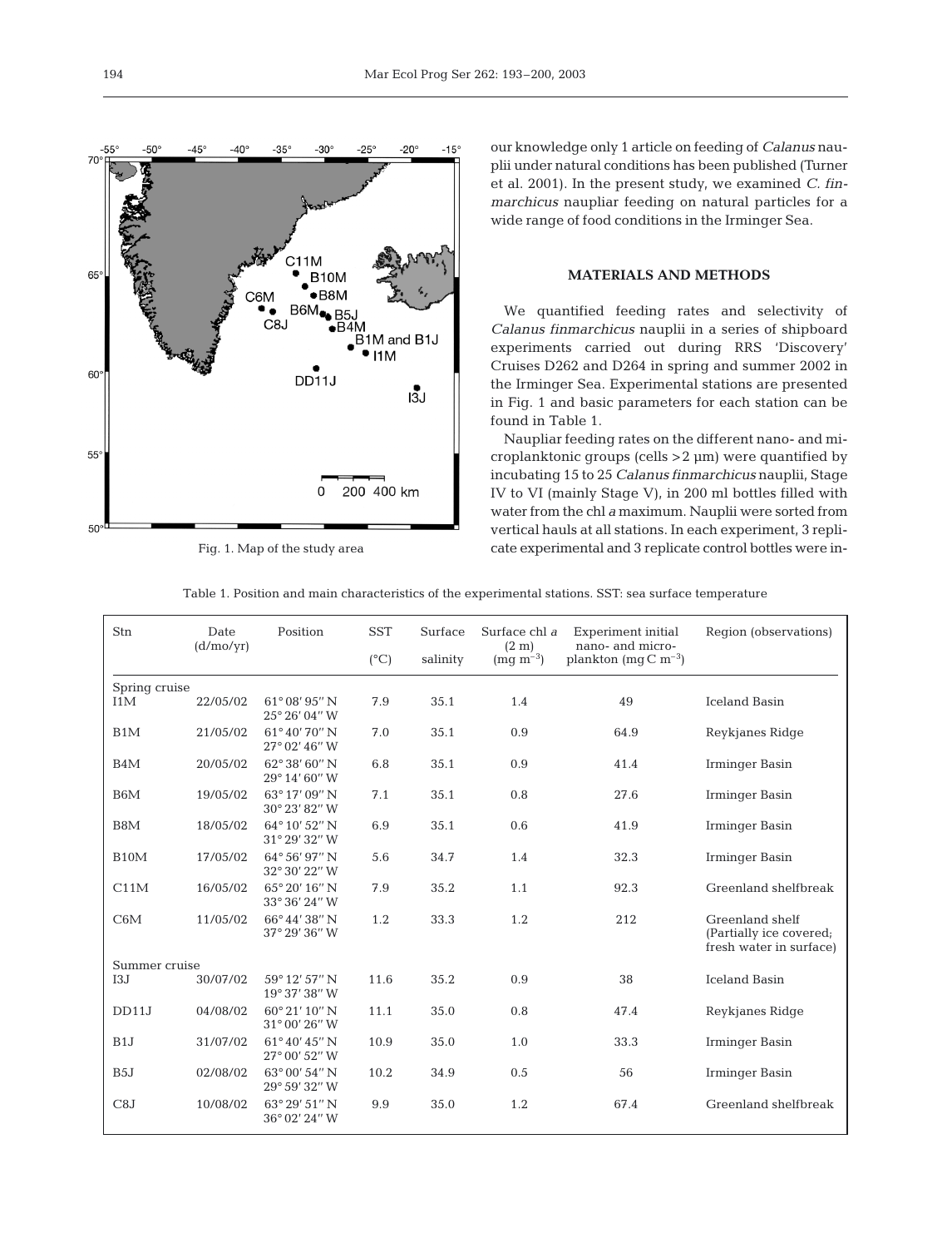Fig. 1. Map of the study area

our knowledge only 1 article on feeding of *Calanus* nauplii under natural conditions has been published (Turner et al. 2001). In the present study, we examined *C. finmarchicus* naupliar feeding on natural particles for a wide range of food conditions in the Irminger Sea.

## MATERIALS AND METHODS

We quantified feeding rates and selectivity of *Calanus finmarchicus* nauplii in a series of shipboard experiments carried out during RRS 'Discovery' Cruises D262 and D264 in spring and summer 2002 in the Irminger Sea. Experimental stations are presented in Fig. 1 and basic parameters for each station can be found in Table 1.

Naupliar feeding rates on the different nano- and microplanktonic groups (cells >2 µm) were quantified by incubating 15 to 25 *Calanus finmarchicus* nauplii, Stage IV to VI (mainly Stage V), in 200 ml bottles filled with water from the chl *a* maximum. Nauplii were sorted from vertical hauls at all stations. In each experiment, 3 replicate experimental and 3 replicate control bottles were in-

Table 1. Position and main characteristics of the experimental stations. SST: sea surface temperature

| Stn | Date (d/mo/yr) | Position | SST (°C) | Surface salinity | Surface chl *a* (2 m) (mg m$^{-3}$) | Experiment initial nano- and micro-plankton (mg C m$^{-3}$) | Region (observations) |
|---|---|---|---|---|---|---|---|
| Spring cruise | | | | | | | |
| I1M | 22/05/02 | 61° 08' 95" N 25° 26' 04" W | 7.9 | 35.1 | 1.4 | 49 | Iceland Basin |
| B1M | 21/05/02 | 61° 40' 70" N 27° 02' 46" W | 7.0 | 35.1 | 0.9 | 64.9 | Reykjanes Ridge |
| B4M | 20/05/02 | 62° 38' 60" N 29° 14' 60" W | 6.8 | 35.1 | 0.9 | 41.4 | Irminger Basin |
| B6M | 19/05/02 | 63° 17' 09" N 30° 23' 82" W | 7.1 | 35.1 | 0.8 | 27.6 | Irminger Basin |
| B8M | 18/05/02 | 64° 10' 52" N 31° 29' 32" W | 6.9 | 35.1 | 0.6 | 41.9 | Irminger Basin |
| B10M | 17/05/02 | 64° 56' 97" N 32° 30' 22" W | 5.6 | 34.7 | 1.4 | 32.3 | Irminger Basin |
| C11M | 16/05/02 | 65° 20' 16" N 33° 36' 24" W | 7.9 | 35.2 | 1.1 | 92.3 | Greenland shelfbreak |
| C6M | 11/05/02 | 66° 44' 38" N 37° 29' 36" W | 1.2 | 33.3 | 1.2 | 212 | Greenland shelf (Partially ice covered; fresh water in surface) |
| Summer cruise | | | | | | | |
| I3J | 30/07/02 | 59° 12' 57" N 19° 37' 38" W | 11.6 | 35.2 | 0.9 | 38 | Iceland Basin |
| DD11J | 04/08/02 | 60° 21' 10" N 31° 00' 26" W | 11.1 | 35.0 | 0.8 | 47.4 | Reykjanes Ridge |
| B1J | 31/07/02 | 61° 40' 45" N 27° 00' 52" W | 10.9 | 35.0 | 1.0 | 33.3 | Irminger Basin |
| B5J | 02/08/02 | 63° 00' 54" N 29° 59' 32" W | 10.2 | 34.9 | 0.5 | 56 | Irminger Basin |
| C8J | 10/08/02 | 63° 29' 51" N 36° 02' 24" W | 9.9 | 35.0 | 1.2 | 67.4 | Greenland shelfbreak |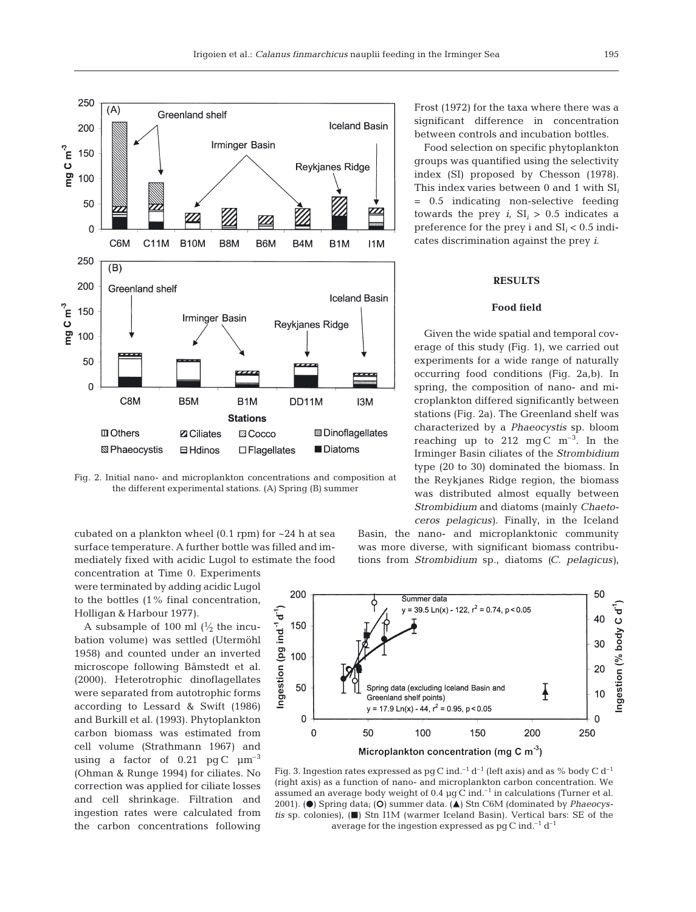Fig. 2. Initial nano- and microplankton concentrations and composition at the different experimental stations. (A) Spring (B) summer

cubated on a plankton wheel (0.1 rpm) for ~24 h at sea surface temperature. A further bottle was filled and immediately fixed with acidic Lugol to estimate the food concentration at Time 0. Experiments were terminated by adding acidic Lugol to the bottles (1% final concentration, Holligan & Harbour 1977).

A subsample of 100 ml (½ the incubation volume) was settled (Utermöhl 1958) and counted under an inverted microscope following Båmstedt et al. (2000). Heterotrophic dinoflagellates were separated from autotrophic forms according to Lessard & Swift (1986) and Burkill et al. (1993). Phytoplankton carbon biomass was estimated from cell volume (Strathmann 1967) and using a factor of 0.21 pg C $\mu m^{-3}$ (Ohman & Runge 1994) for ciliates. No correction was applied for ciliate losses and cell shrinkage. Filtration and ingestion rates were calculated from the carbon concentrations following Frost (1972) for the taxa where there was a significant difference in concentration between controls and incubation bottles.

Food selection on specific phytoplankton groups was quantified using the selectivity index (SI) proposed by Chesson (1978). This index varies between 0 and 1 with $SI_i = 0.5$ indicating non-selective feeding towards the prey *i*, $SI_i > 0.5$ indicates a preference for the prey i and $SI_i < 0.5$ indicates discrimination against the prey *i*.

## RESULTS

### Food field

Given the wide spatial and temporal coverage of this study (Fig. 1), we carried out experiments for a wide range of naturally occurring food conditions (Fig. 2a,b). In spring, the composition of nano- and microplankton differed significantly between stations (Fig. 2a). The Greenland shelf was characterized by a *Phaeocystis* sp. bloom reaching up to 212 mg C $m^{-3}$. In the Irminger Basin ciliates of the *Strombidium* type (20 to 30) dominated the biomass. In the Reykjanes Ridge region, the biomass was distributed almost equally between *Strombidium* and diatoms (mainly *Chaetoceros pelagicus*). Finally, in the Iceland Basin, the nano- and microplanktonic community was more diverse, with significant biomass contributions from *Strombidium* sp., diatoms (*C. pelagicus*),

Fig. 3. Ingestion rates expressed as pg C ind.$^{-1}$ d$^{-1}$ (left axis) and as % body C d$^{-1}$ (right axis) as a function of nano- and microplankton carbon concentration. We assumed an average body weight of 0.4 µg C ind.$^{-1}$ in calculations (Turner et al. 2001). (●) Spring data; (○) summer data. (▲) Stn C6M (dominated by *Phaeocystis* sp. colonies), (■) Stn I1M (warmer Iceland Basin). Vertical bars: SE of the average for the ingestion expressed as pg C ind.$^{-1}$ d$^{-1}$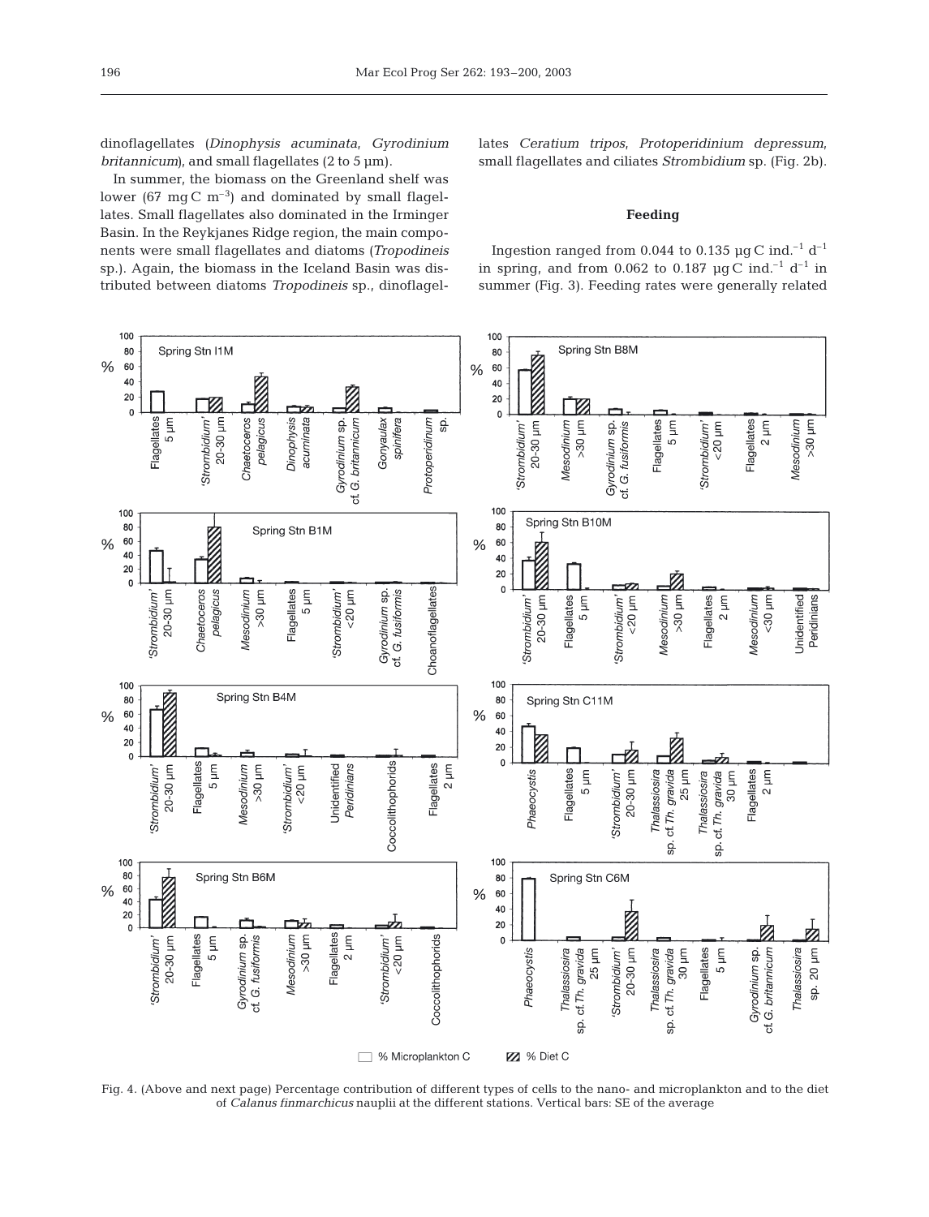dinoflagellates (*Dinophysis acuminata*, *Gyrodinium britannicum*), and small flagellates (2 to 5 µm).

In summer, the biomass on the Greenland shelf was lower (67 mg C m$^{-3}$) and dominated by small flagellates. Small flagellates also dominated in the Irminger Basin. In the Reykjanes Ridge region, the main components were small flagellates and diatoms (*Tropodineis* sp.). Again, the biomass in the Iceland Basin was distributed between diatoms *Tropodineis* sp., dinoflagellates *Ceratium tripos*, *Protoperidinium depressum*, small flagellates and ciliates *Strombidium* sp. (Fig. 2b).

## Feeding

Ingestion ranged from 0.044 to 0.135 µg C ind.$^{-1}$ d$^{-1}$ in spring, and from 0.062 to 0.187 µg C ind.$^{-1}$ d$^{-1}$ in summer (Fig. 3). Feeding rates were generally related

Fig. 4. (Above and next page) Percentage contribution of different types of cells to the nano- and microplankton and to the diet of *Calanus finmarchicus* nauplii at the different stations. Vertical bars: SE of the average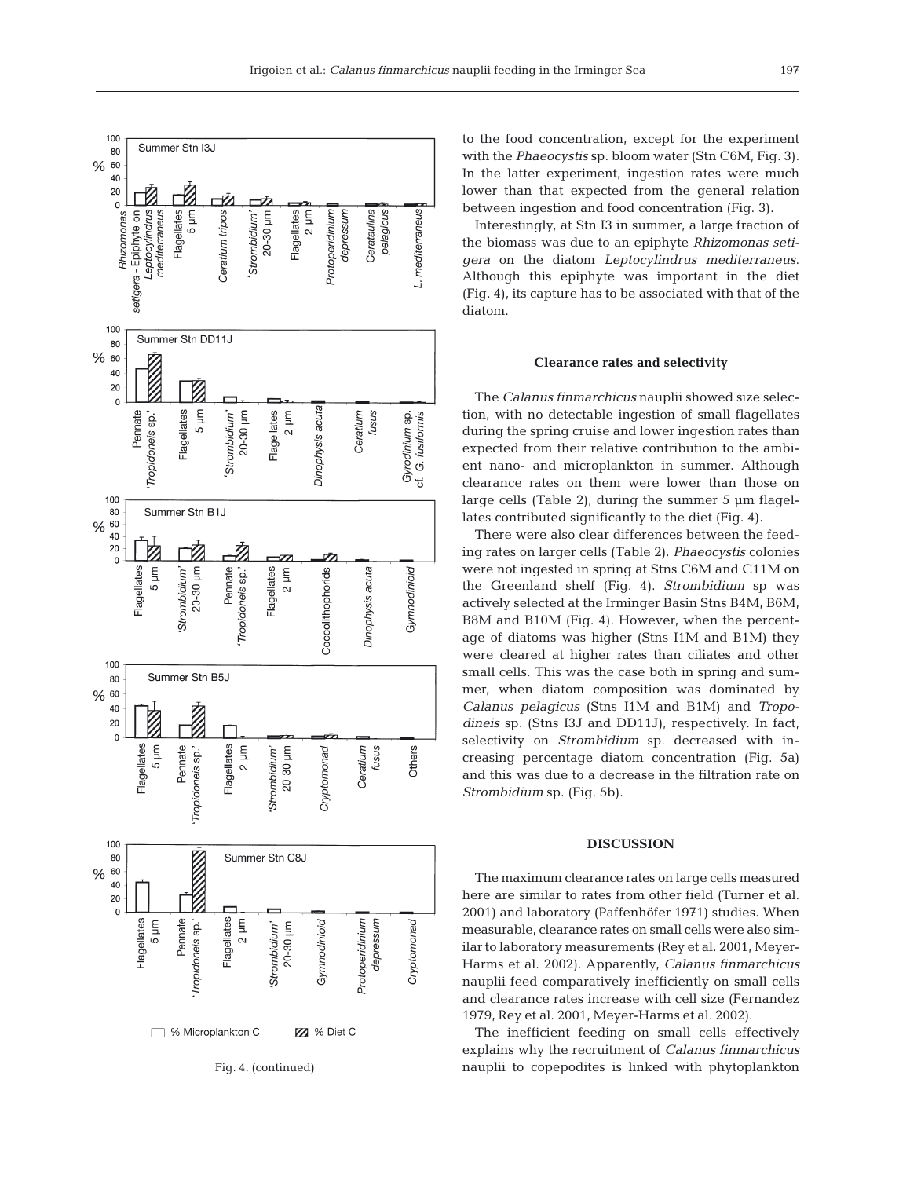Fig. 4. (continued)

to the food concentration, except for the experiment with the *Phaeocystis* sp. bloom water (Stn C6M, Fig. 3). In the latter experiment, ingestion rates were much lower than that expected from the general relation between ingestion and food concentration (Fig. 3).

Interestingly, at Stn I3 in summer, a large fraction of the biomass was due to an epiphyte *Rhizomonas setigera* on the diatom *Leptocylindrus mediterraneus*. Although this epiphyte was important in the diet (Fig. 4), its capture has to be associated with that of the diatom.

### Clearance rates and selectivity

The *Calanus finmarchicus* nauplii showed size selection, with no detectable ingestion of small flagellates during the spring cruise and lower ingestion rates than expected from their relative contribution to the ambient nano- and microplankton in summer. Although clearance rates on them were lower than those on large cells (Table 2), during the summer 5 µm flagellates contributed significantly to the diet (Fig. 4).

There were also clear differences between the feeding rates on larger cells (Table 2). *Phaeocystis* colonies were not ingested in spring at Stns C6M and C11M on the Greenland shelf (Fig. 4). *Strombidium* sp was actively selected at the Irminger Basin Stns B4M, B6M, B8M and B10M (Fig. 4). However, when the percentage of diatoms was higher (Stns I1M and B1M) they were cleared at higher rates than ciliates and other small cells. This was the case both in spring and summer, when diatom composition was dominated by *Calanus pelagicus* (Stns I1M and B1M) and *Tropodineis* sp. (Stns I3J and DD11J), respectively. In fact, selectivity on *Strombidium* sp. decreased with increasing percentage diatom concentration (Fig. 5a) and this was due to a decrease in the filtration rate on *Strombidium* sp. (Fig. 5b).

## DISCUSSION

The maximum clearance rates on large cells measured here are similar to rates from other field (Turner et al. 2001) and laboratory (Paffenhöfer 1971) studies. When measurable, clearance rates on small cells were also similar to laboratory measurements (Rey et al. 2001, Meyer-Harms et al. 2002). Apparently, *Calanus finmarchicus* nauplii feed comparatively inefficiently on small cells and clearance rates increase with cell size (Fernandez 1979, Rey et al. 2001, Meyer-Harms et al. 2002).

The inefficient feeding on small cells effectively explains why the recruitment of *Calanus finmarchicus* nauplii to copepodites is linked with phytoplankton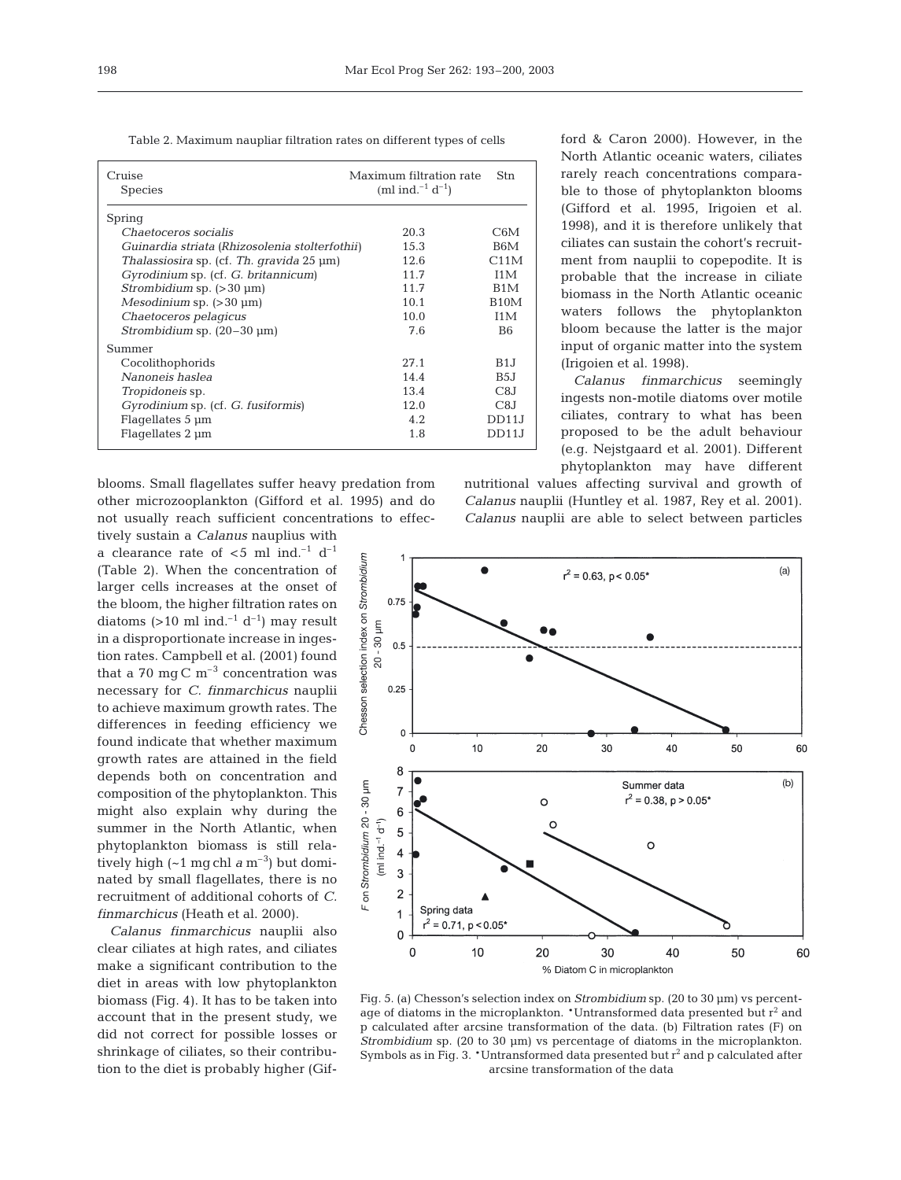Table 2. Maximum naupliar filtration rates on different types of cells

| Cruise<br>Species | Maximum filtration rate<br>(ml ind.$^{-1}$ d$^{-1}$) | Stn |
|---|---|---|
| Spring | | |
| *Chaetoceros socialis* | 20.3 | C6M |
| *Guinardia striata* (*Rhizosolenia stolterfothii*) | 15.3 | B6M |
| *Thalassiosira* sp. (cf. *Th. gravida* 25 µm) | 12.6 | C11M |
| *Gyrodinium* sp. (cf. *G. britannicum*) | 11.7 | I1M |
| *Strombidium* sp. (>30 µm) | 11.7 | B1M |
| *Mesodinium* sp. (>30 µm) | 10.1 | B10M |
| *Chaetoceros pelagicus* | 10.0 | I1M |
| *Strombidium* sp. (20–30 µm) | 7.6 | B6 |
| Summer | | |
| Cocolithophorids | 27.1 | B1J |
| *Nanoneis haslea* | 14.4 | B5J |
| *Tropidoneis* sp. | 13.4 | C8J |
| *Gyrodinium* sp. (cf. *G. fusiformis*) | 12.0 | C8J |
| Flagellates 5 µm | 4.2 | DD11J |
| Flagellates 2 µm | 1.8 | DD11J |

blooms. Small flagellates suffer heavy predation from other microzooplankton (Gifford et al. 1995) and do not usually reach sufficient concentrations to effectively sustain a *Calanus* nauplius with a clearance rate of <5 ml ind.$^{-1}$ d$^{-1}$ (Table 2). When the concentration of larger cells increases at the onset of the bloom, the higher filtration rates on diatoms (>10 ml ind.$^{-1}$ d$^{-1}$) may result in a disproportionate increase in ingestion rates. Campbell et al. (2001) found that a 70 mg C m$^{-3}$ concentration was necessary for *C. finmarchicus* nauplii to achieve maximum growth rates. The differences in feeding efficiency we found indicate that whether maximum growth rates are attained in the field depends both on concentration and composition of the phytoplankton. This might also explain why during the summer in the North Atlantic, when phytoplankton biomass is still relatively high (~1 mg chl *a* m$^{-3}$) but dominated by small flagellates, there is no recruitment of additional cohorts of *C. finmarchicus* (Heath et al. 2000).

*Calanus finmarchicus* nauplii also clear ciliates at high rates, and ciliates make a significant contribution to the diet in areas with low phytoplankton biomass (Fig. 4). It has to be taken into account that in the present study, we did not correct for possible losses or shrinkage of ciliates, so their contribution to the diet is probably higher (Gifford & Caron 2000). However, in the North Atlantic oceanic waters, ciliates rarely reach concentrations comparable to those of phytoplankton blooms (Gifford et al. 1995, Irigoien et al. 1998), and it is therefore unlikely that ciliates can sustain the cohort's recruitment from nauplii to copepodite. It is probable that the increase in ciliate biomass in the North Atlantic oceanic waters follows the phytoplankton bloom because the latter is the major input of organic matter into the system (Irigoien et al. 1998).

*Calanus finmarchicus* seemingly ingests non-motile diatoms over motile ciliates, contrary to what has been proposed to be the adult behaviour (e.g. Nejstgaard et al. 2001). Different phytoplankton may have different nutritional values affecting survival and growth of *Calanus* nauplii (Huntley et al. 1987, Rey et al. 2001). *Calanus* nauplii are able to select between particles

Fig. 5. (a) Chesson's selection index on *Strombidium* sp. (20 to 30 µm) vs percentage of diatoms in the microplankton. *Untransformed data presented but $r^2$ and p calculated after arcsine transformation of the data. (b) Filtration rates (F) on *Strombidium* sp. (20 to 30 µm) vs percentage of diatoms in the microplankton. Symbols as in Fig. 3. *Untransformed data presented but $r^2$ and p calculated after arcsine transformation of the data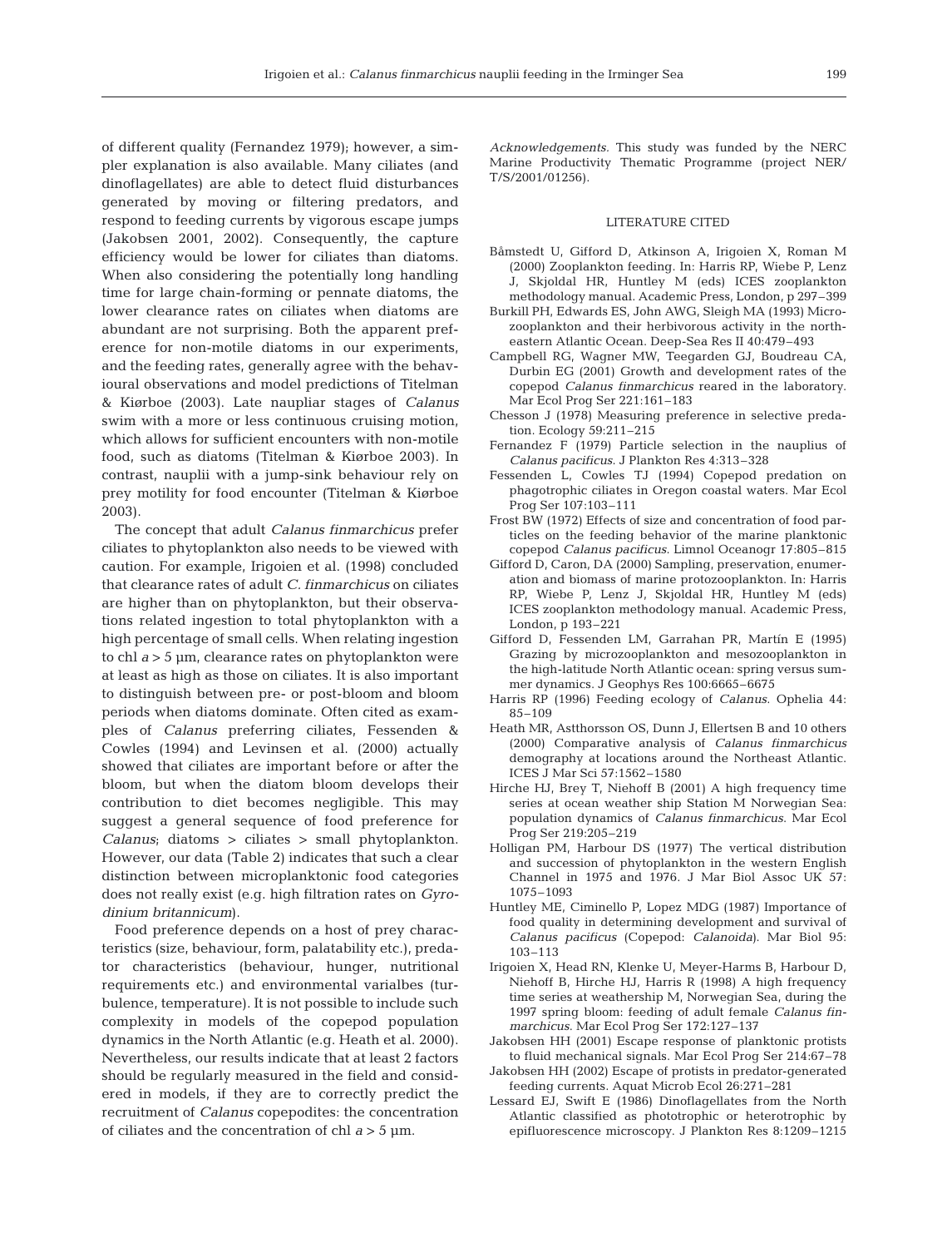of different quality (Fernandez 1979); however, a simpler explanation is also available. Many ciliates (and dinoflagellates) are able to detect fluid disturbances generated by moving or filtering predators, and respond to feeding currents by vigorous escape jumps (Jakobsen 2001, 2002). Consequently, the capture efficiency would be lower for ciliates than diatoms. When also considering the potentially long handling time for large chain-forming or pennate diatoms, the lower clearance rates on ciliates when diatoms are abundant are not surprising. Both the apparent preference for non-motile diatoms in our experiments, and the feeding rates, generally agree with the behavioural observations and model predictions of Titelman & Kiørboe (2003). Late naupliar stages of *Calanus* swim with a more or less continuous cruising motion, which allows for sufficient encounters with non-motile food, such as diatoms (Titelman & Kiørboe 2003). In contrast, nauplii with a jump-sink behaviour rely on prey motility for food encounter (Titelman & Kiørboe 2003).

The concept that adult *Calanus finmarchicus* prefer ciliates to phytoplankton also needs to be viewed with caution. For example, Irigoien et al. (1998) concluded that clearance rates of adult *C. finmarchicus* on ciliates are higher than on phytoplankton, but their observations related ingestion to total phytoplankton with a high percentage of small cells. When relating ingestion to chl *a* > 5 µm, clearance rates on phytoplankton were at least as high as those on ciliates. It is also important to distinguish between pre- or post-bloom and bloom periods when diatoms dominate. Often cited as examples of *Calanus* preferring ciliates, Fessenden & Cowles (1994) and Levinsen et al. (2000) actually showed that ciliates are important before or after the bloom, but when the diatom bloom develops their contribution to diet becomes negligible. This may suggest a general sequence of food preference for *Calanus*; diatoms > ciliates > small phytoplankton. However, our data (Table 2) indicates that such a clear distinction between microplanktonic food categories does not really exist (e.g. high filtration rates on *Gyrodinium britannicum*).

Food preference depends on a host of prey characteristics (size, behaviour, form, palatability etc.), predator characteristics (behaviour, hunger, nutritional requirements etc.) and environmental varialbes (turbulence, temperature). It is not possible to include such complexity in models of the copepod population dynamics in the North Atlantic (e.g. Heath et al. 2000). Nevertheless, our results indicate that at least 2 factors should be regularly measured in the field and considered in models, if they are to correctly predict the recruitment of *Calanus* copepodites: the concentration of ciliates and the concentration of chl *a* > 5 µm.

*Acknowledgements.* This study was funded by the NERC Marine Productivity Thematic Programme (project NER/T/S/2001/01256).

## LITERATURE CITED

Båmstedt U, Gifford D, Atkinson A, Irigoien X, Roman M (2000) Zooplankton feeding. In: Harris RP, Wiebe P, Lenz J, Skjoldal HR, Huntley M (eds) ICES zooplankton methodology manual. Academic Press, London, p 297–399

Burkill PH, Edwards ES, John AWG, Sleigh MA (1993) Microzooplankton and their herbivorous activity in the northeastern Atlantic Ocean. Deep-Sea Res II 40:479–493

Campbell RG, Wagner MW, Teegarden GJ, Boudreau CA, Durbin EG (2001) Growth and development rates of the copepod *Calanus finmarchicus* reared in the laboratory. Mar Ecol Prog Ser 221:161–183

Chesson J (1978) Measuring preference in selective predation. Ecology 59:211–215

Fernandez F (1979) Particle selection in the nauplius of *Calanus pacificus*. J Plankton Res 4:313–328

Fessenden L, Cowles TJ (1994) Copepod predation on phagotrophic ciliates in Oregon coastal waters. Mar Ecol Prog Ser 107:103–111

Frost BW (1972) Effects of size and concentration of food particles on the feeding behavior of the marine planktonic copepod *Calanus pacificus*. Limnol Oceanogr 17:805–815

Gifford D, Caron, DA (2000) Sampling, preservation, enumeration and biomass of marine protozooplankton. In: Harris RP, Wiebe P, Lenz J, Skjoldal HR, Huntley M (eds) ICES zooplankton methodology manual. Academic Press, London, p 193–221

Gifford D, Fessenden LM, Garrahan PR, Martín E (1995) Grazing by microzooplankton and mesozooplankton in the high-latitude North Atlantic ocean: spring versus summer dynamics. J Geophys Res 100:6665–6675

Harris RP (1996) Feeding ecology of *Calanus*. Ophelia 44: 85–109

Heath MR, Astthorsson OS, Dunn J, Ellertsen B and 10 others (2000) Comparative analysis of *Calanus finmarchicus* demography at locations around the Northeast Atlantic. ICES J Mar Sci 57:1562–1580

Hirche HJ, Brey T, Niehoff B (2001) A high frequency time series at ocean weather ship Station M Norwegian Sea: population dynamics of *Calanus finmarchicus*. Mar Ecol Prog Ser 219:205–219

Holligan PM, Harbour DS (1977) The vertical distribution and succession of phytoplankton in the western English Channel in 1975 and 1976. J Mar Biol Assoc UK 57: 1075–1093

Huntley ME, Ciminello P, Lopez MDG (1987) Importance of food quality in determining development and survival of *Calanus pacificus* (Copepod: *Calanoida*). Mar Biol 95: 103–113

Irigoien X, Head RN, Klenke U, Meyer-Harms B, Harbour D, Niehoff B, Hirche HJ, Harris R (1998) A high frequency time series at weathership M, Norwegian Sea, during the 1997 spring bloom: feeding of adult female *Calanus finmarchicus*. Mar Ecol Prog Ser 172:127–137

Jakobsen HH (2001) Escape response of planktonic protists to fluid mechanical signals. Mar Ecol Prog Ser 214:67–78

Jakobsen HH (2002) Escape of protists in predator-generated feeding currents. Aquat Microb Ecol 26:271–281

Lessard EJ, Swift E (1986) Dinoflagellates from the North Atlantic classified as phototrophic or heterotrophic by epifluorescence microscopy. J Plankton Res 8:1209–1215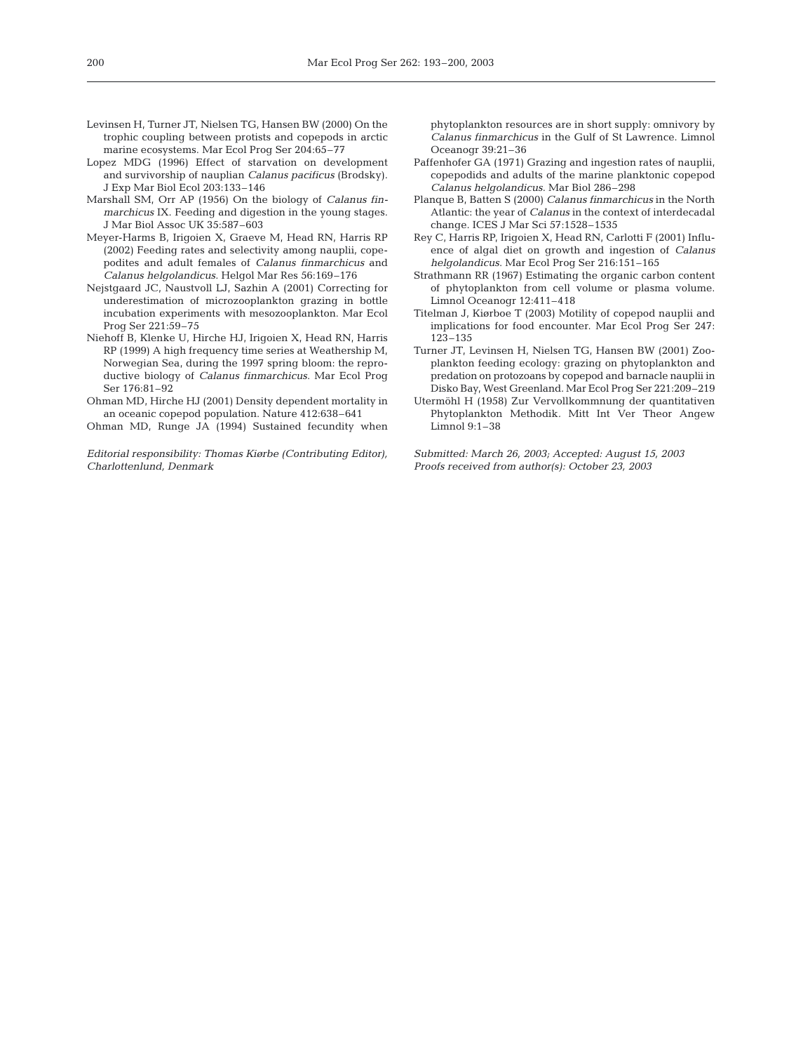Levinsen H, Turner JT, Nielsen TG, Hansen BW (2000) On the trophic coupling between protists and copepods in arctic marine ecosystems. Mar Ecol Prog Ser 204:65–77

Lopez MDG (1996) Effect of starvation on development and survivorship of nauplian *Calanus pacificus* (Brodsky). J Exp Mar Biol Ecol 203:133–146

Marshall SM, Orr AP (1956) On the biology of *Calanus finmarchicus* IX. Feeding and digestion in the young stages. J Mar Biol Assoc UK 35:587–603

Meyer-Harms B, Irigoien X, Graeve M, Head RN, Harris RP (2002) Feeding rates and selectivity among nauplii, copepodites and adult females of *Calanus finmarchicus* and *Calanus helgolandicus*. Helgol Mar Res 56:169–176

Nejstgaard JC, Naustvoll LJ, Sazhin A (2001) Correcting for underestimation of microzooplankton grazing in bottle incubation experiments with mesozooplankton. Mar Ecol Prog Ser 221:59–75

Niehoff B, Klenke U, Hirche HJ, Irigoien X, Head RN, Harris RP (1999) A high frequency time series at Weathership M, Norwegian Sea, during the 1997 spring bloom: the reproductive biology of *Calanus finmarchicus*. Mar Ecol Prog Ser 176:81–92

Ohman MD, Hirche HJ (2001) Density dependent mortality in an oceanic copepod population. Nature 412:638–641

Ohman MD, Runge JA (1994) Sustained fecundity when phytoplankton resources are in short supply: omnivory by *Calanus finmarchicus* in the Gulf of St Lawrence. Limnol Oceanogr 39:21–36

Paffenhofer GA (1971) Grazing and ingestion rates of nauplii, copepodids and adults of the marine planktonic copepod *Calanus helgolandicus*. Mar Biol 286–298

Planque B, Batten S (2000) *Calanus finmarchicus* in the North Atlantic: the year of *Calanus* in the context of interdecadal change. ICES J Mar Sci 57:1528–1535

Rey C, Harris RP, Irigoien X, Head RN, Carlotti F (2001) Influence of algal diet on growth and ingestion of *Calanus helgolandicus*. Mar Ecol Prog Ser 216:151–165

Strathmann RR (1967) Estimating the organic carbon content of phytoplankton from cell volume or plasma volume. Limnol Oceanogr 12:411–418

Titelman J, Kiørboe T (2003) Motility of copepod nauplii and implications for food encounter. Mar Ecol Prog Ser 247: 123–135

Turner JT, Levinsen H, Nielsen TG, Hansen BW (2001) Zooplankton feeding ecology: grazing on phytoplankton and predation on protozoans by copepod and barnacle nauplii in Disko Bay, West Greenland. Mar Ecol Prog Ser 221:209–219

Utermöhl H (1958) Zur Vervollkommnung der quantitativen Phytoplankton Methodik. Mitt Int Ver Theor Angew Limnol 9:1–38

*Editorial responsibility: Thomas Kiørbe (Contributing Editor), Charlottenlund, Denmark*

*Submitted: March 26, 2003; Accepted: August 15, 2003*
*Proofs received from author(s): October 23, 2003*